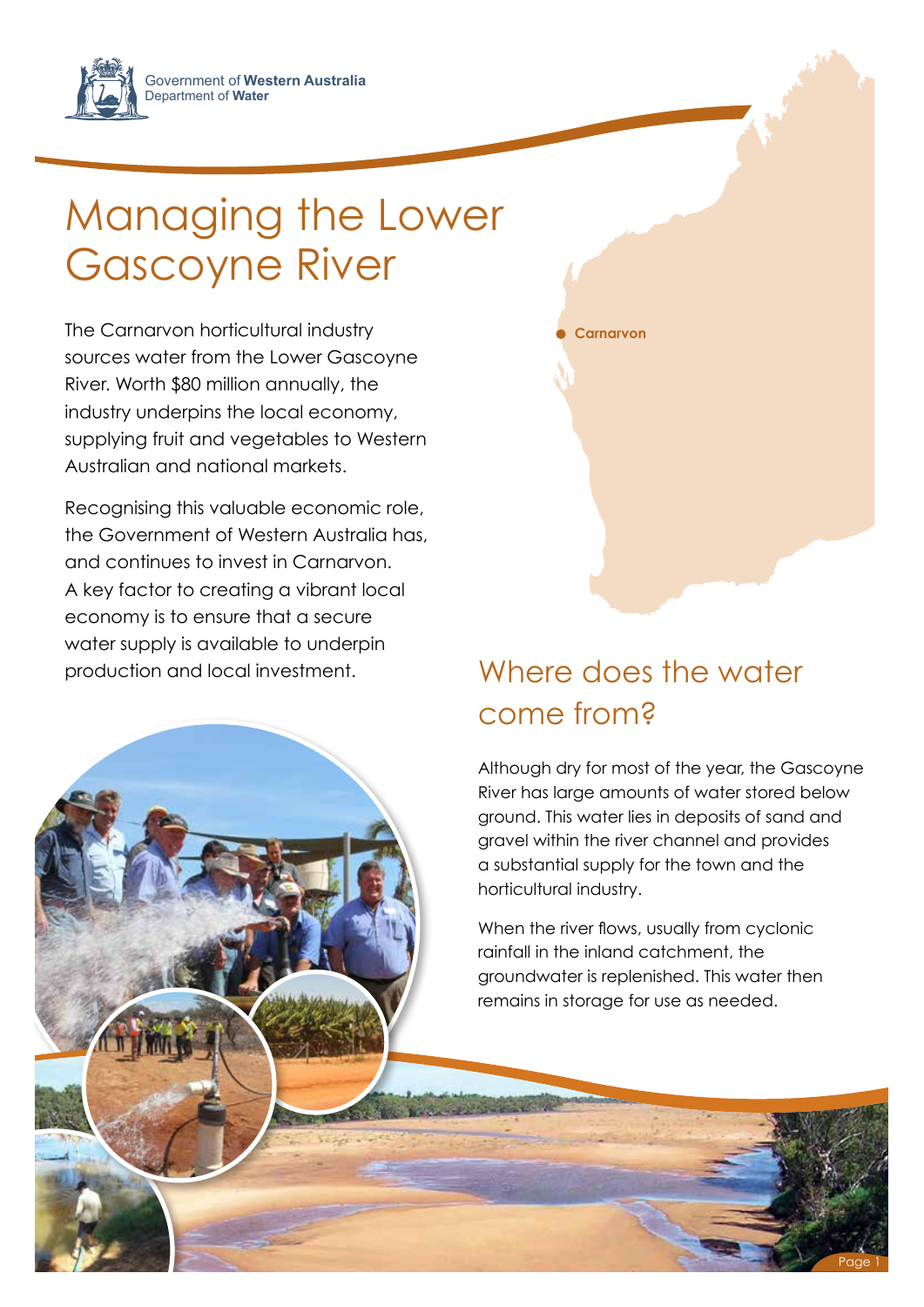Government of **Western Australia**
Department of **Water**

# Managing the Lower Gascoyne River

The Carnarvon horticultural industry sources water from the Lower Gascoyne River. Worth $80 million annually, the industry underpins the local economy, supplying fruit and vegetables to Western Australian and national markets.

Recognising this valuable economic role, the Government of Western Australia has, and continues to invest in Carnarvon. A key factor to creating a vibrant local economy is to ensure that a secure water supply is available to underpin production and local investment.

Carnarvon

## Where does the water come from?

Although dry for most of the year, the Gascoyne River has large amounts of water stored below ground. This water lies in deposits of sand and gravel within the river channel and provides a substantial supply for the town and the horticultural industry.

When the river flows, usually from cyclonic rainfall in the inland catchment, the groundwater is replenished. This water then remains in storage for use as needed.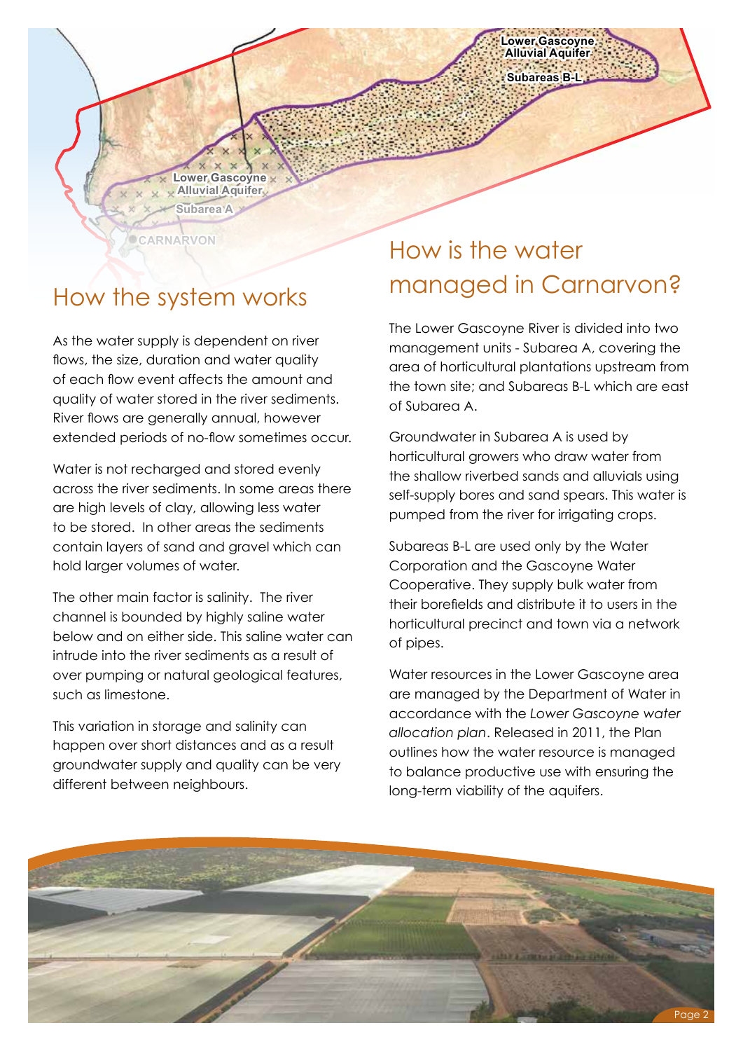## How the system works

As the water supply is dependent on river flows, the size, duration and water quality of each flow event affects the amount and quality of water stored in the river sediments. River flows are generally annual, however extended periods of no-flow sometimes occur.

Water is not recharged and stored evenly across the river sediments. In some areas there are high levels of clay, allowing less water to be stored. In other areas the sediments contain layers of sand and gravel which can hold larger volumes of water.

The other main factor is salinity. The river channel is bounded by highly saline water below and on either side. This saline water can intrude into the river sediments as a result of over pumping or natural geological features, such as limestone.

This variation in storage and salinity can happen over short distances and as a result groundwater supply and quality can be very different between neighbours.

## How is the water managed in Carnarvon?

The Lower Gascoyne River is divided into two management units - Subarea A, covering the area of horticultural plantations upstream from the town site; and Subareas B-L which are east of Subarea A.

Groundwater in Subarea A is used by horticultural growers who draw water from the shallow riverbed sands and alluvials using self-supply bores and sand spears. This water is pumped from the river for irrigating crops.

Subareas B-L are used only by the Water Corporation and the Gascoyne Water Cooperative. They supply bulk water from their borefields and distribute it to users in the horticultural precinct and town via a network of pipes.

Water resources in the Lower Gascoyne area are managed by the Department of Water in accordance with the *Lower Gascoyne water allocation plan*. Released in 2011, the Plan outlines how the water resource is managed to balance productive use with ensuring the long-term viability of the aquifers.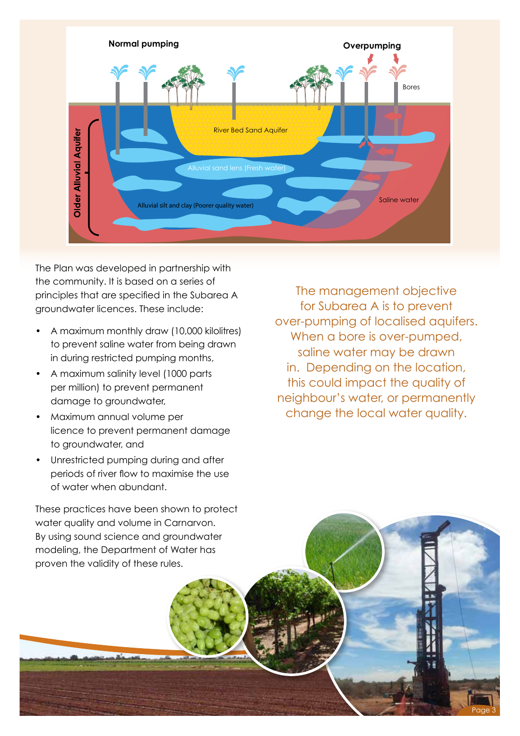The Plan was developed in partnership with the community. It is based on a series of principles that are specified in the Subarea A groundwater licences. These include:

- A maximum monthly draw (10,000 kilolitres) to prevent saline water from being drawn in during restricted pumping months,
- A maximum salinity level (1000 parts per million) to prevent permanent damage to groundwater,
- Maximum annual volume per licence to prevent permanent damage to groundwater, and
- Unrestricted pumping during and after periods of river flow to maximise the use of water when abundant.

These practices have been shown to protect water quality and volume in Carnarvon. By using sound science and groundwater modeling, the Department of Water has proven the validity of these rules.

The management objective for Subarea A is to prevent over-pumping of localised aquifers. When a bore is over-pumped, saline water may be drawn in. Depending on the location, this could impact the quality of neighbour's water, or permanently change the local water quality.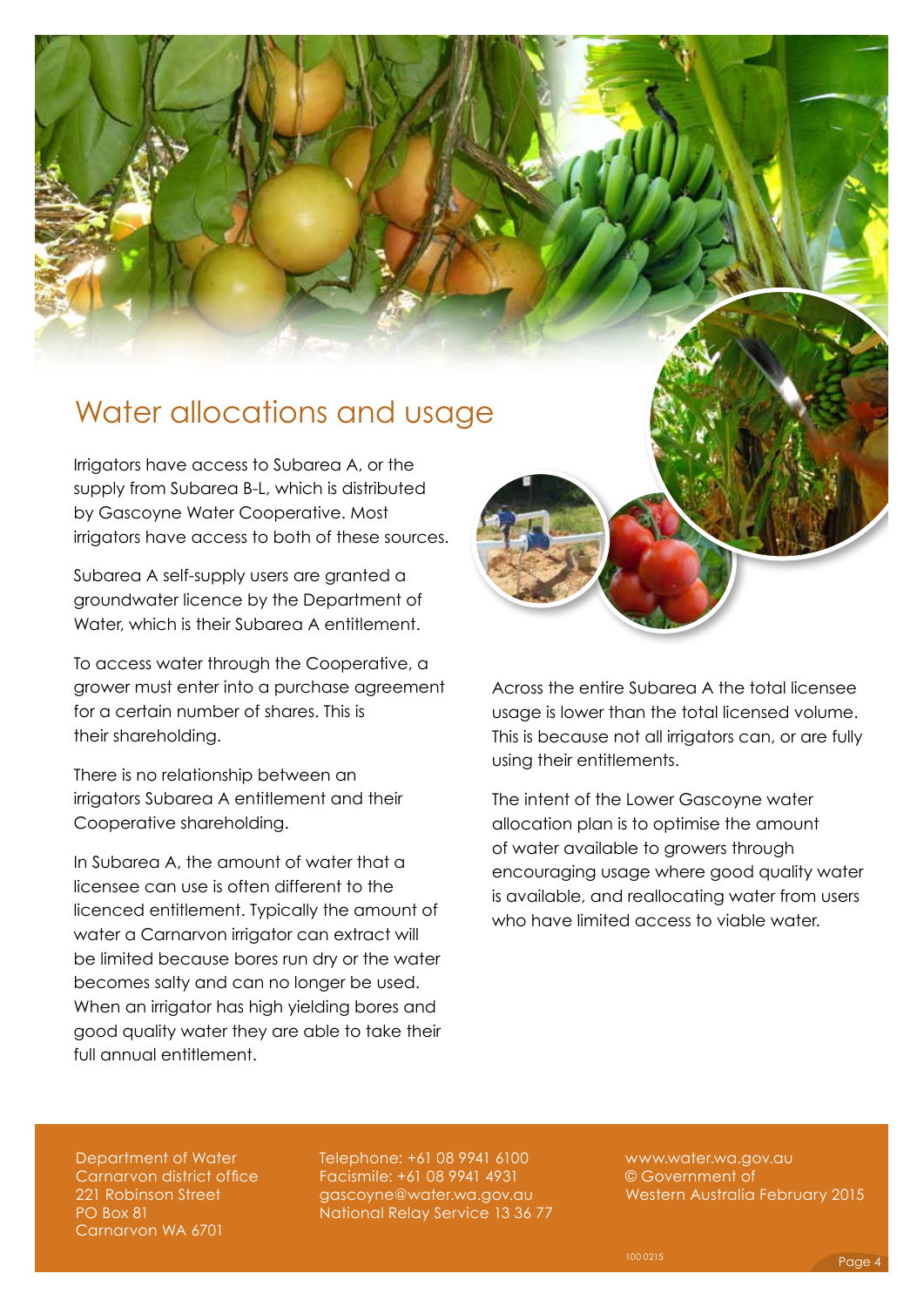# Water allocations and usage

Irrigators have access to Subarea A, or the supply from Subarea B-L, which is distributed by Gascoyne Water Cooperative. Most irrigators have access to both of these sources.

Subarea A self-supply users are granted a groundwater licence by the Department of Water, which is their Subarea A entitlement.

To access water through the Cooperative, a grower must enter into a purchase agreement for a certain number of shares. This is their shareholding.

There is no relationship between an irrigators Subarea A entitlement and their Cooperative shareholding.

In Subarea A, the amount of water that a licensee can use is often different to the licenced entitlement. Typically the amount of water a Carnarvon irrigator can extract will be limited because bores run dry or the water becomes salty and can no longer be used. When an irrigator has high yielding bores and good quality water they are able to take their full annual entitlement.

Across the entire Subarea A the total licensee usage is lower than the total licensed volume. This is because not all irrigators can, or are fully using their entitlements.

The intent of the Lower Gascoyne water allocation plan is to optimise the amount of water available to growers through encouraging usage where good quality water is available, and reallocating water from users who have limited access to viable water.

Department of Water
Carnarvon district office
221 Robinson Street
PO Box 81
Carnarvon WA 6701

Telephone: +61 08 9941 6100
Facismile: +61 08 9941 4931
gascoyne@water.wa.gov.au
National Relay Service 13 36 77

www.water.wa.gov.au
© Government of
Western Australia February 2015

100 0215